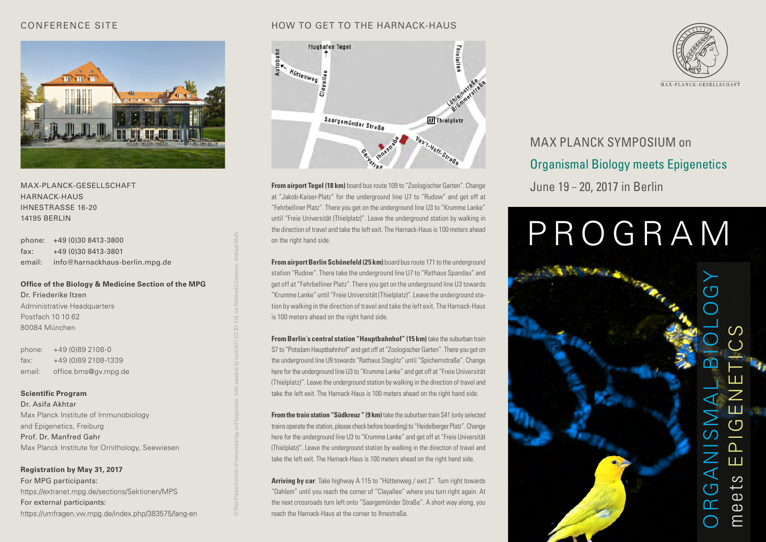## CONFERENCE SITE

MAX-PLANCK-GESELLSCHAFT
HARNACK-HAUS
IHNESTRASSE 16-20
14195 BERLIN

phone: +49 (0)30 8413-3800
fax: +49 (0)30 8413-3801
email: info@harnackhaus-berlin.mpg.de

**Office of the Biology & Medicine Section of the MPG**
Dr. Friederike Itzen
Administrative Headquarters
Postfach 10 10 62
80084 München

phone: +49 (0)89 2108-0
fax: +49 (0)89 2108-1339
email: office.bms@gv.mpg.de

**Scientific Program**
Dr. Asifa Akhtar
Max Planck Institute of Immunobiology and Epigenetics, Freiburg
Prof. Dr. Manfred Gahr
Max Planck Institute for Ornithology, Seewiesen

**Registration by May 31, 2017**
For MPG participants:
https://extranet.mpg.de/sections/Sektionen/MPS
For external participants:
https://umfragen.vw.mpg.de/index.php/383575/lang-en

## HOW TO GET TO THE HARNACK-HAUS

**From airport Tegel (18 km)** board bus route 109 to "Zoologischer Garten". Change at "Jakob-Kaiser-Platz" for the underground line U7 to "Rudow" and get off at "Fehrbelliner Platz". There you get on the underground line U3 to "Krumme Lanke" until "Freie Universität (Thielplatz)". Leave the underground station by walking in the direction of travel and take the left exit. The Harnack-Haus is 100 meters ahead on the right hand side.

**From airport Berlin Schönefeld (25 km)** board bus route 171 to the underground station "Rudow". There take the underground line U7 to "Rathaus Spandau" and get off at "Fehrbelliner Platz". There you get on the underground line U3 towards "Krumme Lanke" until "Freie Universität (Thielplatz)". Leave the underground station by walking in the direction of travel and take the left exit. The Harnack-Haus is 100 meters ahead on the right hand side.

**From Berlin's central station "Hauptbahnhof" (15 km)** take the suburban train S7 to "Potsdam Hauptbahnhof" and get off at "Zoologischer Garten". There you get on the underground line U9 towards "Rathaus Steglitz" until "Spichernstraße". Change here for the underground line U3 to "Krumme Lanke" and get off at "Freie Universität (Thielplatz)". Leave the underground station by walking in the direction of travel and take the left exit. The Harnack-Haus is 100 meters ahead on the right hand side.

**From the train station "Südkreuz" (9 km)** take the suburban train S41 (only selected trains operate the station, please check before boarding) to "Heidelberger Platz". Change here for the underground line U3 to "Krumme Lanke" and get off at "Freie Universität (Thielplatz)". Leave the underground station by walking in the direction of travel and take the left exit. The Harnack-Haus is 100 meters ahead on the right hand side.

**Arriving by car**: Take highway A 115 to "Hüttenweg / exit 2". Turn right towards "Dahlem" until you reach the corner of "Clayallee" where you turn right again. At the next crossroads turn left onto "Saargemünder Straße". A short way along, you reach the Harnack-Haus at the corner to Ihnestraße.

© Max Planck Institute of Immunobiology and Epigenetics, birds paradise by cuatrok77 [CC BY 2.0], via Wikimedia Commons, Andreas Muhs

MAX-PLANCK-GESELLSCHAFT

# MAX PLANCK SYMPOSIUM on Organismal Biology meets Epigenetics

June 19 – 20, 2017 in Berlin

# PROGRAM

ORGANISMAL BIOLOGY meets EPIGENETICS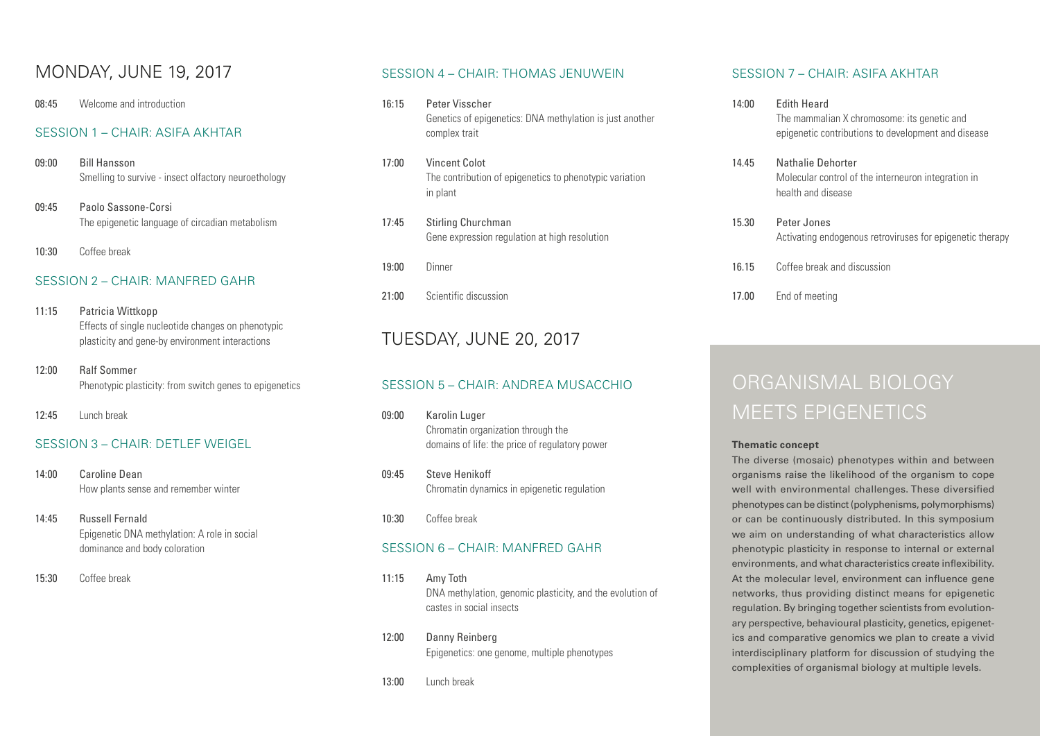# MONDAY, JUNE 19, 2017

08:45 Welcome and introduction

## SESSION 1 – CHAIR: ASIFA AKHTAR

09:00 **Bill Hansson**
Smelling to survive - insect olfactory neuroethology

09:45 **Paolo Sassone-Corsi**
The epigenetic language of circadian metabolism

10:30 Coffee break

## SESSION 2 – CHAIR: MANFRED GAHR

11:15 **Patricia Wittkopp**
Effects of single nucleotide changes on phenotypic plasticity and gene-by environment interactions

12:00 **Ralf Sommer**
Phenotypic plasticity: from switch genes to epigenetics

12:45 Lunch break

## SESSION 3 – CHAIR: DETLEF WEIGEL

14:00 **Caroline Dean**
How plants sense and remember winter

14:45 **Russell Fernald**
Epigenetic DNA methylation: A role in social dominance and body coloration

15:30 Coffee break

## SESSION 4 – CHAIR: THOMAS JENUWEIN

16:15 **Peter Visscher**
Genetics of epigenetics: DNA methylation is just another complex trait

17:00 **Vincent Colot**
The contribution of epigenetics to phenotypic variation in plant

17:45 **Stirling Churchman**
Gene expression regulation at high resolution

19:00 Dinner

21:00 Scientific discussion

# TUESDAY, JUNE 20, 2017

## SESSION 5 – CHAIR: ANDREA MUSACCHIO

09:00 **Karolin Luger**
Chromatin organization through the domains of life: the price of regulatory power

09:45 **Steve Henikoff**
Chromatin dynamics in epigenetic regulation

10:30 Coffee break

## SESSION 6 – CHAIR: MANFRED GAHR

11:15 **Amy Toth**
DNA methylation, genomic plasticity, and the evolution of castes in social insects

12:00 **Danny Reinberg**
Epigenetics: one genome, multiple phenotypes

13:00 Lunch break

## SESSION 7 – CHAIR: ASIFA AKHTAR

14:00 **Edith Heard**
The mammalian X chromosome: its genetic and epigenetic contributions to development and disease

14.45 **Nathalie Dehorter**
Molecular control of the interneuron integration in health and disease

15.30 **Peter Jones**
Activating endogenous retroviruses for epigenetic therapy

16.15 Coffee break and discussion

17.00 End of meeting

# ORGANISMAL BIOLOGY MEETS EPIGENETICS

**Thematic concept**

The diverse (mosaic) phenotypes within and between organisms raise the likelihood of the organism to cope well with environmental challenges. These diversified phenotypes can be distinct (polyphenisms, polymorphisms) or can be continuously distributed. In this symposium we aim on understanding of what characteristics allow phenotypic plasticity in response to internal or external environments, and what characteristics create inflexibility. At the molecular level, environment can influence gene networks, thus providing distinct means for epigenetic regulation. By bringing together scientists from evolutionary perspective, behavioural plasticity, genetics, epigenetics and comparative genomics we plan to create a vivid interdisciplinary platform for discussion of studying the complexities of organismal biology at multiple levels.